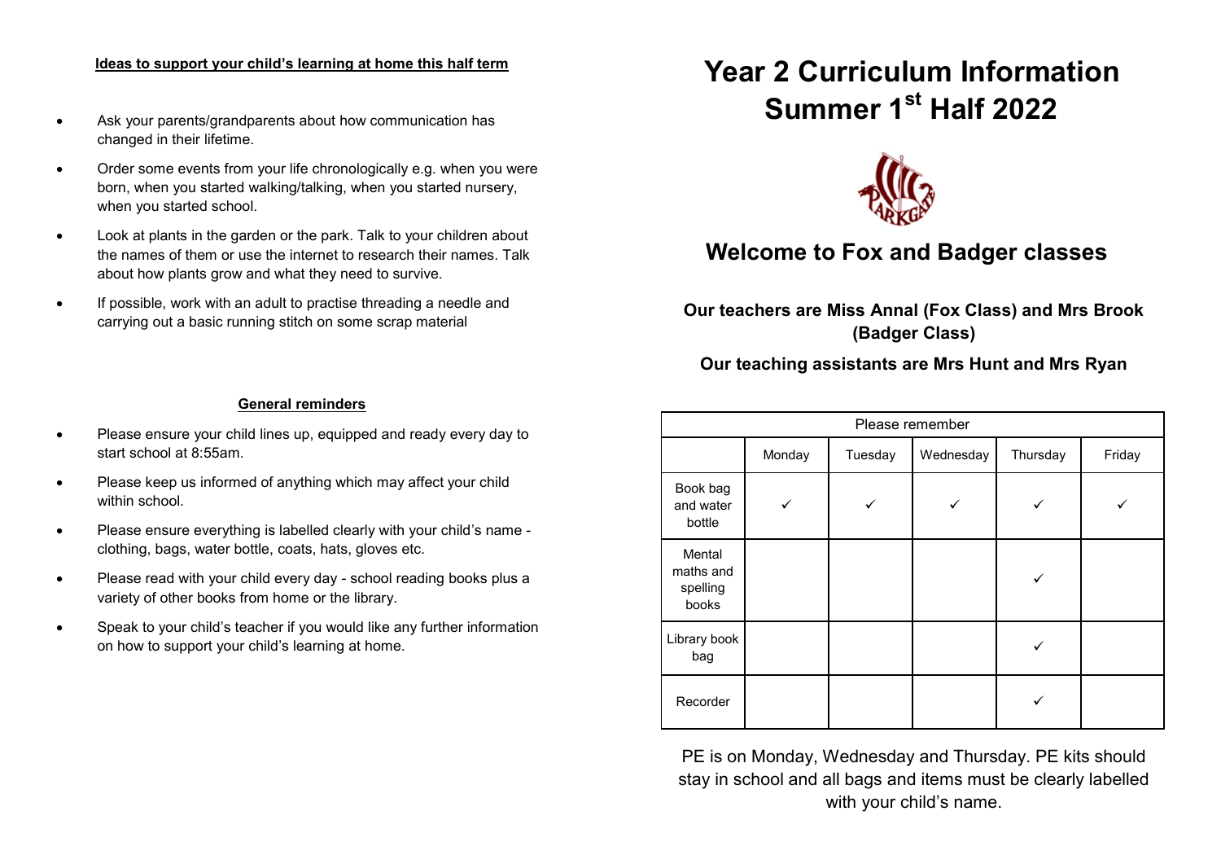**Ideas to support your child's learning at home this half term**

- Ask your parents/grandparents about how communication has changed in their lifetime.
- Order some events from your life chronologically e.g. when you were born, when you started walking/talking, when you started nursery, when you started school.
- Look at plants in the garden or the park. Talk to your children about the names of them or use the internet to research their names. Talk about how plants grow and what they need to survive.
- If possible, work with an adult to practise threading a needle and carrying out a basic running stitch on some scrap material

**General reminders**

- Please ensure your child lines up, equipped and ready every day to start school at 8:55am.
- Please keep us informed of anything which may affect your child within school.
- Please ensure everything is labelled clearly with your child's name - clothing, bags, water bottle, coats, hats, gloves etc.
- Please read with your child every day - school reading books plus a variety of other books from home or the library.
- Speak to your child's teacher if you would like any further information on how to support your child's learning at home.

# Year 2 Curriculum Information Summer 1st Half 2022

## Welcome to Fox and Badger classes

**Our teachers are Miss Annal (Fox Class) and Mrs Brook (Badger Class)**

**Our teaching assistants are Mrs Hunt and Mrs Ryan**

| Please remember | | | | | |
|---|---|---|---|---|---|
| | Monday | Tuesday | Wednesday | Thursday | Friday |
| Book bag and water bottle | ✓ | ✓ | ✓ | ✓ | ✓ |
| Mental maths and spelling books | | | | ✓ | |
| Library book bag | | | | ✓ | |
| Recorder | | | | ✓ | |

PE is on Monday, Wednesday and Thursday. PE kits should stay in school and all bags and items must be clearly labelled with your child's name.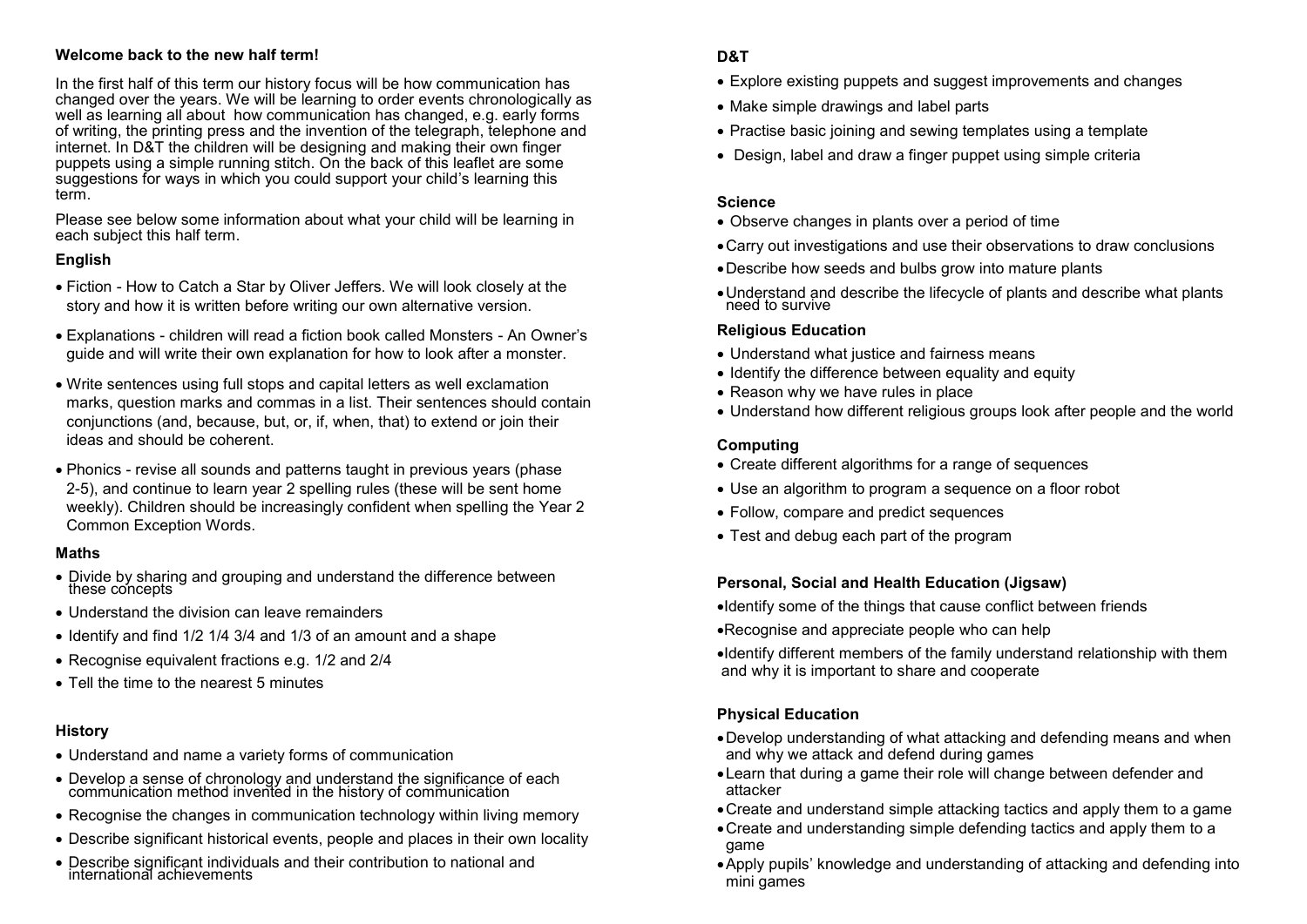**Welcome back to the new half term!**

In the first half of this term our history focus will be how communication has changed over the years. We will be learning to order events chronologically as well as learning all about how communication has changed, e.g. early forms of writing, the printing press and the invention of the telegraph, telephone and internet. In D&T the children will be designing and making their own finger puppets using a simple running stitch. On the back of this leaflet are some suggestions for ways in which you could support your child's learning this term.

Please see below some information about what your child will be learning in each subject this half term.

### English

- Fiction - How to Catch a Star by Oliver Jeffers. We will look closely at the story and how it is written before writing our own alternative version.
- Explanations - children will read a fiction book called Monsters - An Owner's guide and will write their own explanation for how to look after a monster.
- Write sentences using full stops and capital letters as well exclamation marks, question marks and commas in a list. Their sentences should contain conjunctions (and, because, but, or, if, when, that) to extend or join their ideas and should be coherent.
- Phonics - revise all sounds and patterns taught in previous years (phase 2-5), and continue to learn year 2 spelling rules (these will be sent home weekly). Children should be increasingly confident when spelling the Year 2 Common Exception Words.

### Maths

- Divide by sharing and grouping and understand the difference between these concepts
- Understand the division can leave remainders
- Identify and find 1/2 1/4 3/4 and 1/3 of an amount and a shape
- Recognise equivalent fractions e.g. 1/2 and 2/4
- Tell the time to the nearest 5 minutes

### History

- Understand and name a variety forms of communication
- Develop a sense of chronology and understand the significance of each communication method invented in the history of communication
- Recognise the changes in communication technology within living memory
- Describe significant historical events, people and places in their own locality
- Describe significant individuals and their contribution to national and international achievements

### D&T

- Explore existing puppets and suggest improvements and changes
- Make simple drawings and label parts
- Practise basic joining and sewing templates using a template
- Design, label and draw a finger puppet using simple criteria

### Science

- Observe changes in plants over a period of time
- Carry out investigations and use their observations to draw conclusions
- Describe how seeds and bulbs grow into mature plants
- Understand and describe the lifecycle of plants and describe what plants need to survive

### Religious Education

- Understand what justice and fairness means
- Identify the difference between equality and equity
- Reason why we have rules in place
- Understand how different religious groups look after people and the world

### Computing

- Create different algorithms for a range of sequences
- Use an algorithm to program a sequence on a floor robot
- Follow, compare and predict sequences
- Test and debug each part of the program

### Personal, Social and Health Education (Jigsaw)

- Identify some of the things that cause conflict between friends
- Recognise and appreciate people who can help
- Identify different members of the family understand relationship with them and why it is important to share and cooperate

### Physical Education

- Develop understanding of what attacking and defending means and when and why we attack and defend during games
- Learn that during a game their role will change between defender and attacker
- Create and understand simple attacking tactics and apply them to a game
- Create and understanding simple defending tactics and apply them to a game
- Apply pupils' knowledge and understanding of attacking and defending into mini games